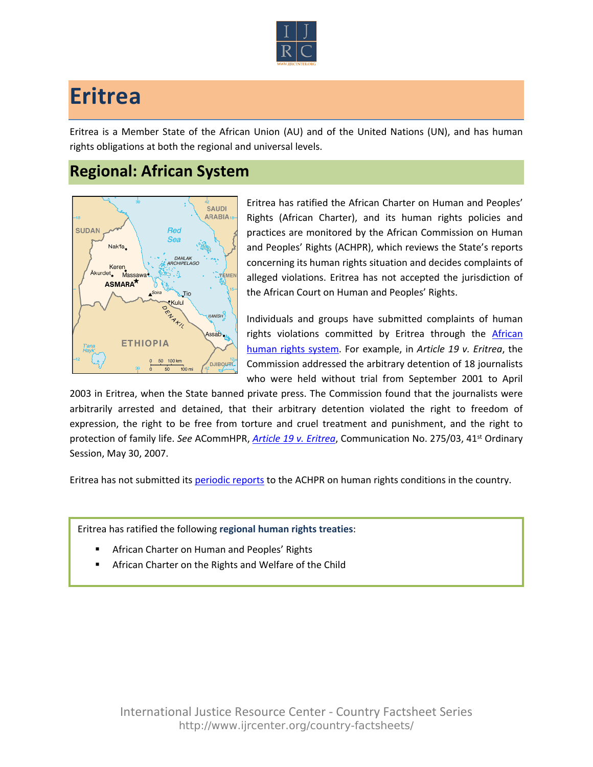# Eritrea

Eritrea is a Member State of the African Union (AU) and of the United Nations (UN), and has human rights obligations at both the regional and universal levels.

## Regional: African System

Eritrea has ratified the African Charter on Human and Peoples' Rights (African Charter), and its human rights policies and practices are monitored by the African Commission on Human and Peoples' Rights (ACHPR), which reviews the State's reports concerning its human rights situation and decides complaints of alleged violations. Eritrea has not accepted the jurisdiction of the African Court on Human and Peoples' Rights.

Individuals and groups have submitted complaints of human rights violations committed by Eritrea through the African human rights system. For example, in *Article 19 v. Eritrea*, the Commission addressed the arbitrary detention of 18 journalists who were held without trial from September 2001 to April 2003 in Eritrea, when the State banned private press. The Commission found that the journalists were arbitrarily arrested and detained, that their arbitrary detention violated the right to freedom of expression, the right to be free from torture and cruel treatment and punishment, and the right to protection of family life. *See* ACommHPR, *Article 19 v. Eritrea*, Communication No. 275/03, 41st Ordinary Session, May 30, 2007.

Eritrea has not submitted its periodic reports to the ACHPR on human rights conditions in the country.

Eritrea has ratified the following **regional human rights treaties**:

- African Charter on Human and Peoples' Rights
- African Charter on the Rights and Welfare of the Child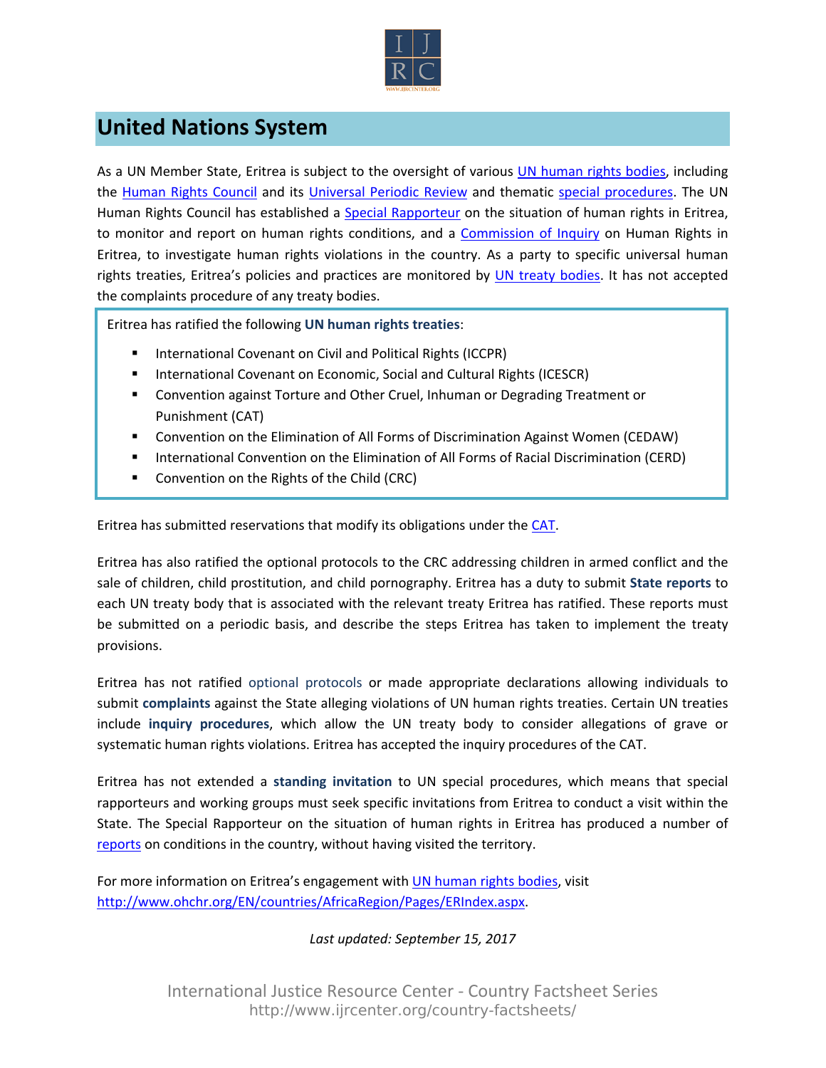## United Nations System

As a UN Member State, Eritrea is subject to the oversight of various UN human rights bodies, including the Human Rights Council and its Universal Periodic Review and thematic special procedures. The UN Human Rights Council has established a Special Rapporteur on the situation of human rights in Eritrea, to monitor and report on human rights conditions, and a Commission of Inquiry on Human Rights in Eritrea, to investigate human rights violations in the country. As a party to specific universal human rights treaties, Eritrea's policies and practices are monitored by UN treaty bodies. It has not accepted the complaints procedure of any treaty bodies.

Eritrea has ratified the following **UN human rights treaties**:

- International Covenant on Civil and Political Rights (ICCPR)
- International Covenant on Economic, Social and Cultural Rights (ICESCR)
- Convention against Torture and Other Cruel, Inhuman or Degrading Treatment or Punishment (CAT)
- Convention on the Elimination of All Forms of Discrimination Against Women (CEDAW)
- International Convention on the Elimination of All Forms of Racial Discrimination (CERD)
- Convention on the Rights of the Child (CRC)

Eritrea has submitted reservations that modify its obligations under the CAT.

Eritrea has also ratified the optional protocols to the CRC addressing children in armed conflict and the sale of children, child prostitution, and child pornography. Eritrea has a duty to submit **State reports** to each UN treaty body that is associated with the relevant treaty Eritrea has ratified. These reports must be submitted on a periodic basis, and describe the steps Eritrea has taken to implement the treaty provisions.

Eritrea has not ratified optional protocols or made appropriate declarations allowing individuals to submit **complaints** against the State alleging violations of UN human rights treaties. Certain UN treaties include **inquiry procedures**, which allow the UN treaty body to consider allegations of grave or systematic human rights violations. Eritrea has accepted the inquiry procedures of the CAT.

Eritrea has not extended a **standing invitation** to UN special procedures, which means that special rapporteurs and working groups must seek specific invitations from Eritrea to conduct a visit within the State. The Special Rapporteur on the situation of human rights in Eritrea has produced a number of reports on conditions in the country, without having visited the territory.

For more information on Eritrea's engagement with UN human rights bodies, visit http://www.ohchr.org/EN/countries/AfricaRegion/Pages/ERIndex.aspx.

*Last updated: September 15, 2017*